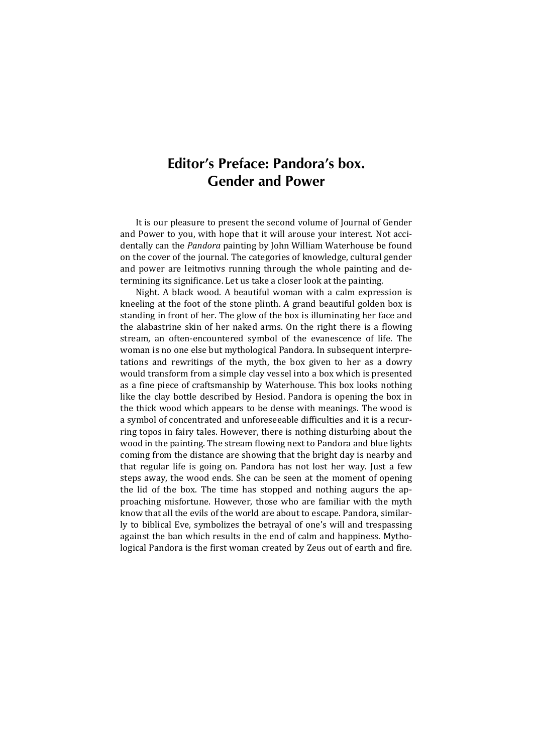# Editor's Preface: Pandora's box. Gender and Power

It is our pleasure to present the second volume of Journal of Gender and Power to you, with hope that it will arouse your interest. Not accidentally can the *Pandora* painting by John William Waterhouse be found on the cover of the journal. The categories of knowledge, cultural gender and power are leitmotivs running through the whole painting and determining its significance. Let us take a closer look at the painting.

Night. A black wood. A beautiful woman with a calm expression is kneeling at the foot of the stone plinth. A grand beautiful golden box is standing in front of her. The glow of the box is illuminating her face and the alabastrine skin of her naked arms. On the right there is a flowing stream, an often-encountered symbol of the evanescence of life. The woman is no one else but mythological Pandora. In subsequent interpretations and rewritings of the myth, the box given to her as a dowry would transform from a simple clay vessel into a box which is presented as a fine piece of craftsmanship by Waterhouse. This box looks nothing like the clay bottle described by Hesiod. Pandora is opening the box in the thick wood which appears to be dense with meanings. The wood is a symbol of concentrated and unforeseeable difficulties and it is a recurring topos in fairy tales. However, there is nothing disturbing about the wood in the painting. The stream flowing next to Pandora and blue lights coming from the distance are showing that the bright day is nearby and that regular life is going on. Pandora has not lost her way. Just a few steps away, the wood ends. She can be seen at the moment of opening the lid of the box. The time has stopped and nothing augurs the approaching misfortune. However, those who are familiar with the myth know that all the evils of the world are about to escape. Pandora, similarly to biblical Eve, symbolizes the betrayal of one's will and trespassing against the ban which results in the end of calm and happiness. Mythological Pandora is the first woman created by Zeus out of earth and fire.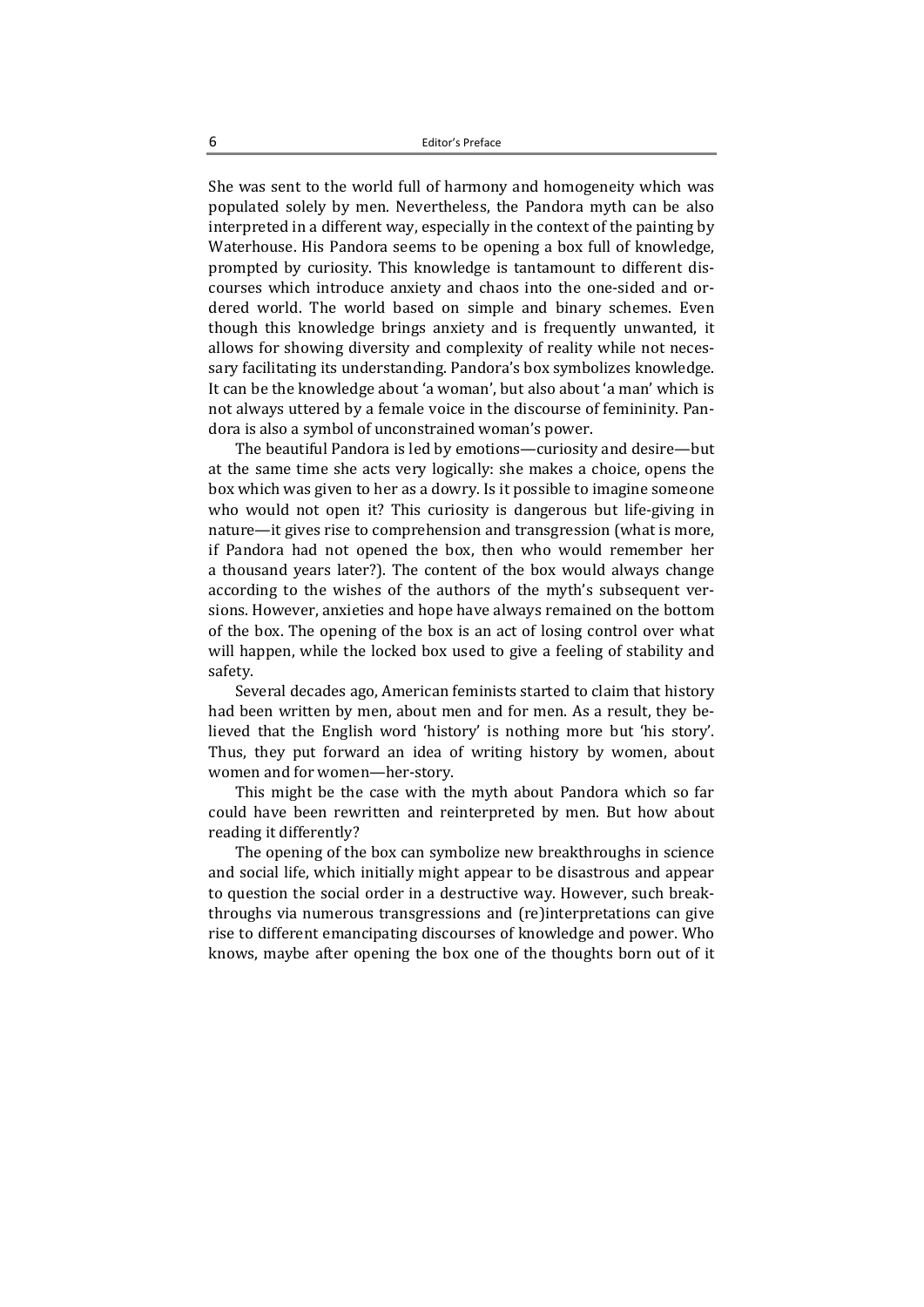She was sent to the world full of harmony and homogeneity which was populated solely by men. Nevertheless, the Pandora myth can be also interpreted in a different way, especially in the context of the painting by Waterhouse. His Pandora seems to be opening a box full of knowledge, prompted by curiosity. This knowledge is tantamount to different discourses which introduce anxiety and chaos into the one-sided and ordered world. The world based on simple and binary schemes. Even though this knowledge brings anxiety and is frequently unwanted, it allows for showing diversity and complexity of reality while not necessary facilitating its understanding. Pandora's box symbolizes knowledge. It can be the knowledge about 'a woman', but also about 'a man' which is not always uttered by a female voice in the discourse of femininity. Pandora is also a symbol of unconstrained woman's power.

The beautiful Pandora is led by emotions—curiosity and desire—but at the same time she acts very logically: she makes a choice, opens the box which was given to her as a dowry. Is it possible to imagine someone who would not open it? This curiosity is dangerous but life-giving in nature—it gives rise to comprehension and transgression (what is more, if Pandora had not opened the box, then who would remember her a thousand years later?). The content of the box would always change according to the wishes of the authors of the myth's subsequent versions. However, anxieties and hope have always remained on the bottom of the box. The opening of the box is an act of losing control over what will happen, while the locked box used to give a feeling of stability and safety.

Several decades ago, American feminists started to claim that history had been written by men, about men and for men. As a result, they believed that the English word 'history' is nothing more but 'his story'. Thus, they put forward an idea of writing history by women, about women and for women—her-story.

This might be the case with the myth about Pandora which so far could have been rewritten and reinterpreted by men. But how about reading it differently?

The opening of the box can symbolize new breakthroughs in science and social life, which initially might appear to be disastrous and appear to question the social order in a destructive way. However, such breakthroughs via numerous transgressions and (re)interpretations can give rise to different emancipating discourses of knowledge and power. Who knows, maybe after opening the box one of the thoughts born out of it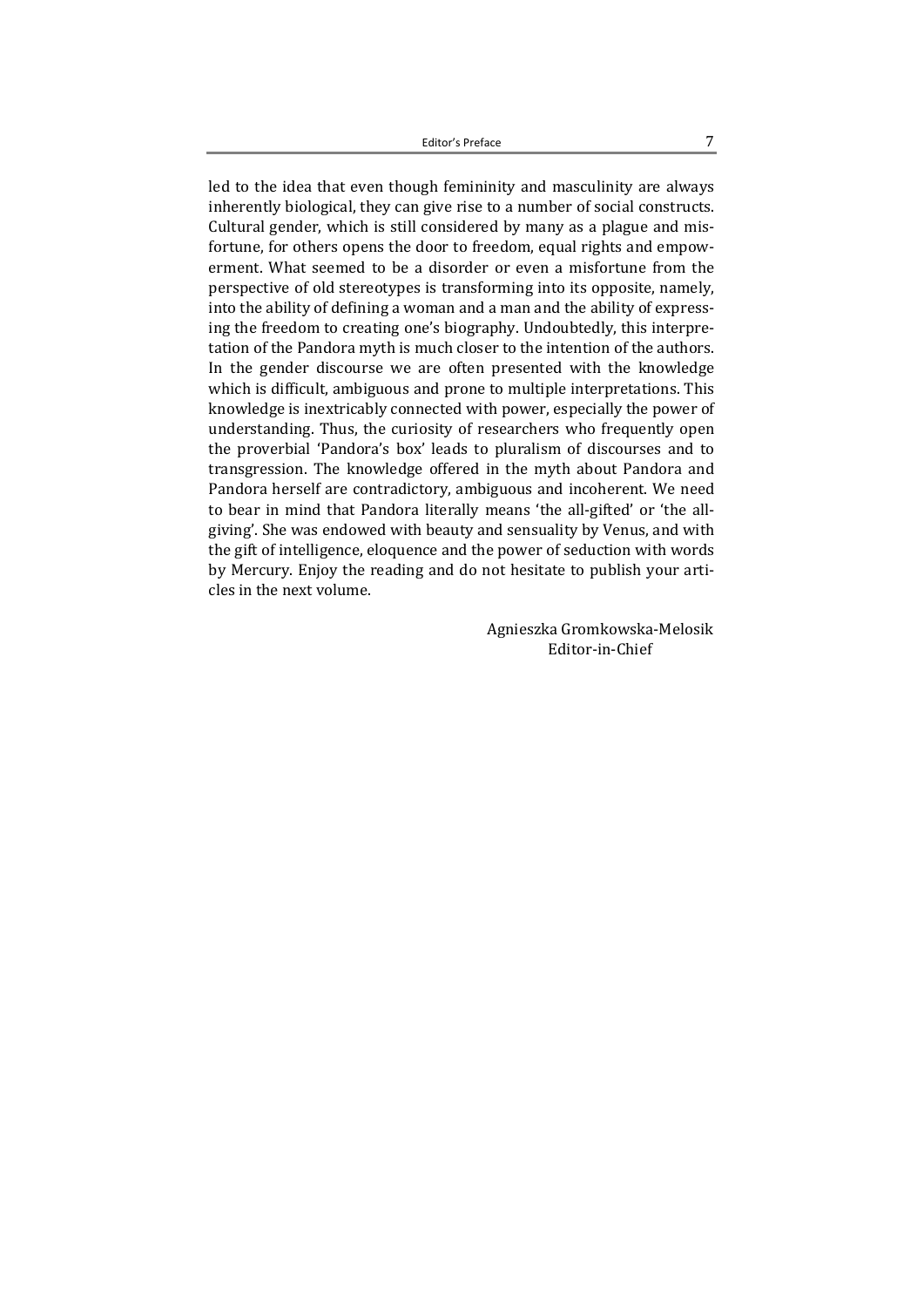led to the idea that even though femininity and masculinity are always inherently biological, they can give rise to a number of social constructs. Cultural gender, which is still considered by many as a plague and misfortune, for others opens the door to freedom, equal rights and empowerment. What seemed to be a disorder or even a misfortune from the perspective of old stereotypes is transforming into its opposite, namely, into the ability of defining a woman and a man and the ability of expressing the freedom to creating one's biography. Undoubtedly, this interpretation of the Pandora myth is much closer to the intention of the authors. In the gender discourse we are often presented with the knowledge which is difficult, ambiguous and prone to multiple interpretations. This knowledge is inextricably connected with power, especially the power of understanding. Thus, the curiosity of researchers who frequently open the proverbial 'Pandora's box' leads to pluralism of discourses and to transgression. The knowledge offered in the myth about Pandora and Pandora herself are contradictory, ambiguous and incoherent. We need to bear in mind that Pandora literally means 'the all-gifted' or 'the all-giving'. She was endowed with beauty and sensuality by Venus, and with the gift of intelligence, eloquence and the power of seduction with words by Mercury. Enjoy the reading and do not hesitate to publish your articles in the next volume.

Agnieszka Gromkowska-Melosik
Editor-in-Chief